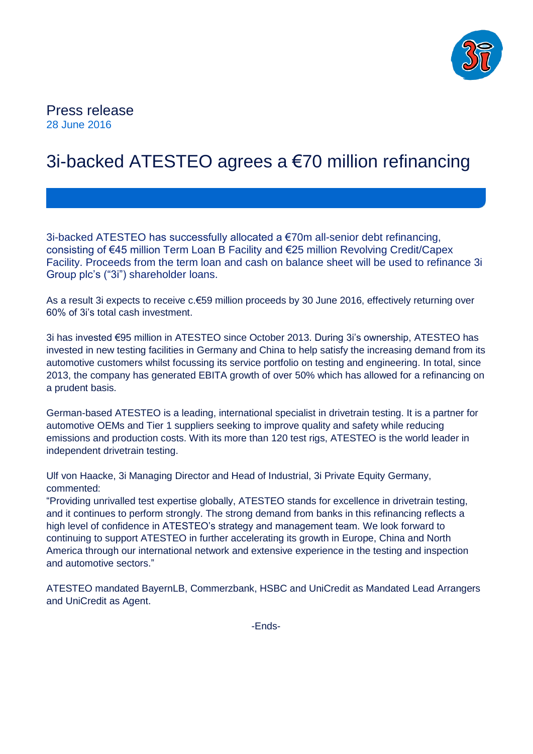Press release
28 June 2016

# 3i-backed ATESTEO agrees a €70 million refinancing

3i-backed ATESTEO has successfully allocated a €70m all-senior debt refinancing, consisting of €45 million Term Loan B Facility and €25 million Revolving Credit/Capex Facility. Proceeds from the term loan and cash on balance sheet will be used to refinance 3i Group plc's ("3i") shareholder loans.

As a result 3i expects to receive c.€59 million proceeds by 30 June 2016, effectively returning over 60% of 3i's total cash investment.

3i has invested €95 million in ATESTEO since October 2013. During 3i's ownership, ATESTEO has invested in new testing facilities in Germany and China to help satisfy the increasing demand from its automotive customers whilst focussing its service portfolio on testing and engineering. In total, since 2013, the company has generated EBITA growth of over 50% which has allowed for a refinancing on a prudent basis.

German-based ATESTEO is a leading, international specialist in drivetrain testing. It is a partner for automotive OEMs and Tier 1 suppliers seeking to improve quality and safety while reducing emissions and production costs. With its more than 120 test rigs, ATESTEO is the world leader in independent drivetrain testing.

Ulf von Haacke, 3i Managing Director and Head of Industrial, 3i Private Equity Germany, commented:
"Providing unrivalled test expertise globally, ATESTEO stands for excellence in drivetrain testing, and it continues to perform strongly. The strong demand from banks in this refinancing reflects a high level of confidence in ATESTEO's strategy and management team. We look forward to continuing to support ATESTEO in further accelerating its growth in Europe, China and North America through our international network and extensive experience in the testing and inspection and automotive sectors."

ATESTEO mandated BayernLB, Commerzbank, HSBC and UniCredit as Mandated Lead Arrangers and UniCredit as Agent.

-Ends-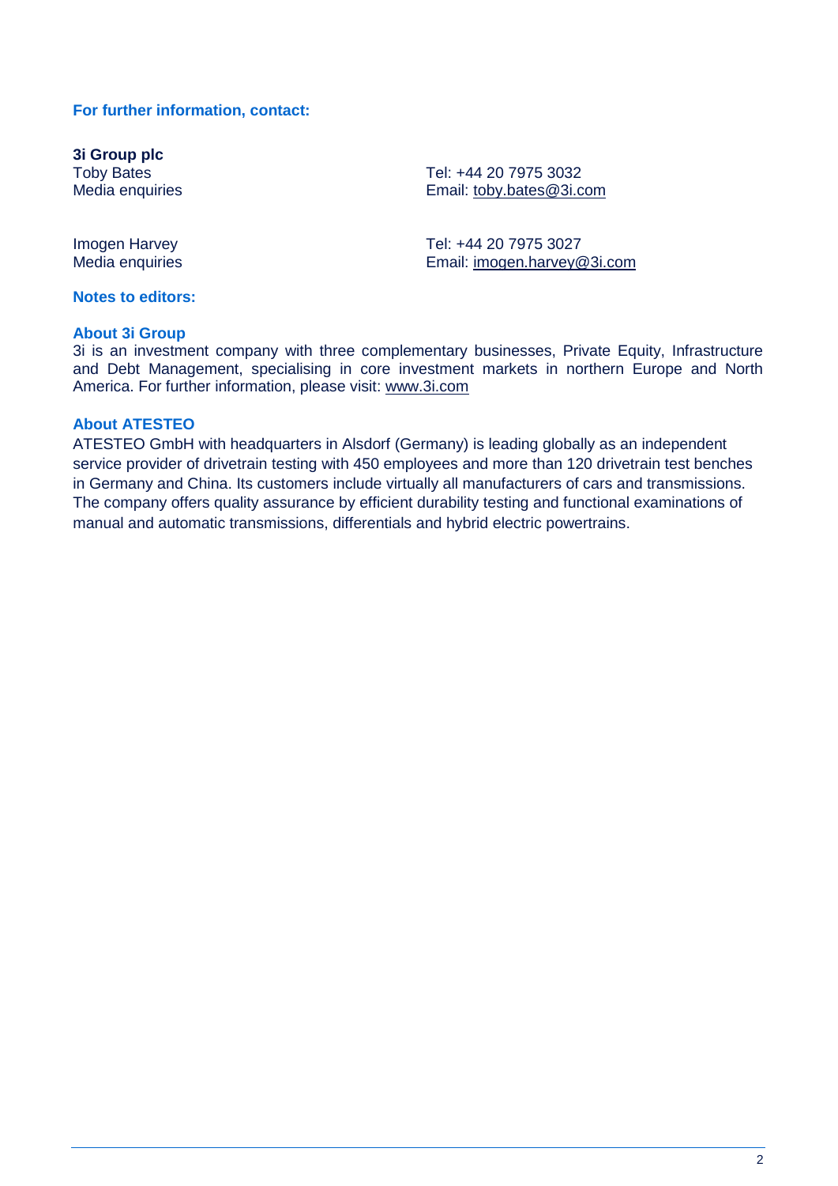**For further information, contact:**

**3i Group plc**

Toby Bates
Media enquiries

Tel: +44 20 7975 3032
Email: toby.bates@3i.com

Imogen Harvey
Media enquiries

Tel: +44 20 7975 3027
Email: imogen.harvey@3i.com

**Notes to editors:**

**About 3i Group**

3i is an investment company with three complementary businesses, Private Equity, Infrastructure and Debt Management, specialising in core investment markets in northern Europe and North America. For further information, please visit: www.3i.com

**About ATESTEO**

ATESTEO GmbH with headquarters in Alsdorf (Germany) is leading globally as an independent service provider of drivetrain testing with 450 employees and more than 120 drivetrain test benches in Germany and China. Its customers include virtually all manufacturers of cars and transmissions. The company offers quality assurance by efficient durability testing and functional examinations of manual and automatic transmissions, differentials and hybrid electric powertrains.